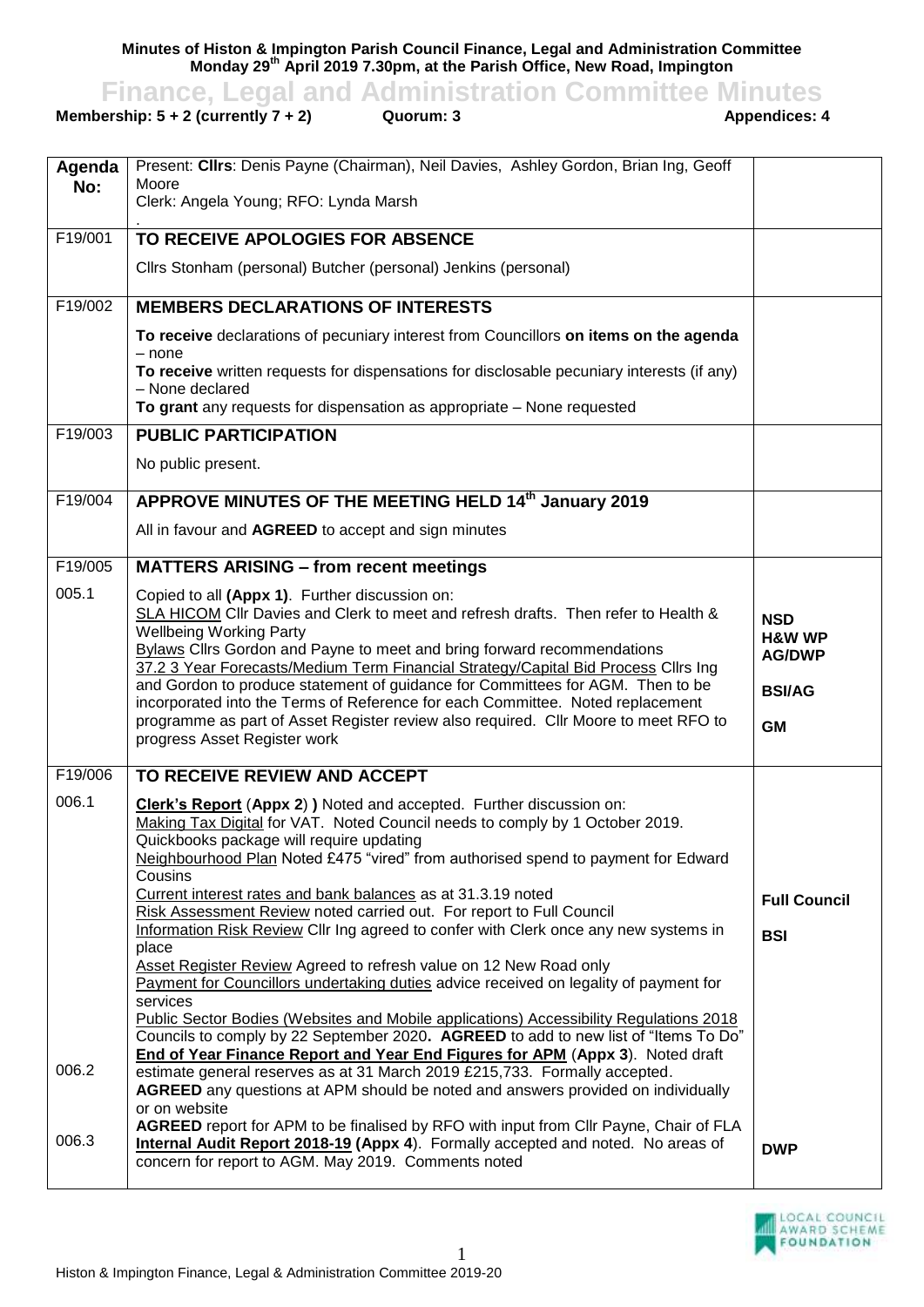**Minutes of Histon & Impington Parish Council Finance, Legal and Administration Committee Monday 29th April 2019 7.30pm, at the Parish Office, New Road, Impington**

# Finance, Legal and Administration Committee Minutes

**Membership: 5 + 2 (currently 7 + 2)** **Quorum: 3** **Appendices: 4**

| Agenda No: | Present: **Cllrs**: Denis Payne (Chairman), Neil Davies, Ashley Gordon, Brian Ing, Geoff Moore<br>Clerk: Angela Young; RFO: Lynda Marsh | |
|---|---|---|
| F19/001 | **TO RECEIVE APOLOGIES FOR ABSENCE**<br>Cllrs Stonham (personal) Butcher (personal) Jenkins (personal) | |
| F19/002 | **MEMBERS DECLARATIONS OF INTERESTS**<br>**To receive** declarations of pecuniary interest from Councillors **on items on the agenda** – none<br>**To receive** written requests for dispensations for disclosable pecuniary interests (if any) – None declared<br>**To grant** any requests for dispensation as appropriate – None requested | |
| F19/003 | **PUBLIC PARTICIPATION**<br>No public present. | |
| F19/004 | **APPROVE MINUTES OF THE MEETING HELD 14th January 2019**<br>All in favour and **AGREED** to accept and sign minutes | |
| F19/005 | **MATTERS ARISING – from recent meetings** | |
| 005.1 | Copied to all **(Appx 1)**. Further discussion on:<br>SLA HICOM Cllr Davies and Clerk to meet and refresh drafts. Then refer to Health & Wellbeing Working Party<br>Bylaws Cllrs Gordon and Payne to meet and bring forward recommendations<br>37.2 3 Year Forecasts/Medium Term Financial Strategy/Capital Bid Process Cllrs Ing and Gordon to produce statement of guidance for Committees for AGM. Then to be incorporated into the Terms of Reference for each Committee. Noted replacement programme as part of Asset Register review also required. Cllr Moore to meet RFO to progress Asset Register work | **NSD**<br>**H&W WP**<br>**AG/DWP**<br>**BSI/AG**<br>**GM** |
| F19/006 | **TO RECEIVE REVIEW AND ACCEPT** | |
| 006.1 | **Clerk's Report** (**Appx 2**) **)** Noted and accepted. Further discussion on:<br>Making Tax Digital for VAT. Noted Council needs to comply by 1 October 2019. Quickbooks package will require updating<br>Neighbourhood Plan Noted £475 "vired" from authorised spend to payment for Edward Cousins<br>Current interest rates and bank balances as at 31.3.19 noted<br>Risk Assessment Review noted carried out. For report to Full Council<br>Information Risk Review Cllr Ing agreed to confer with Clerk once any new systems in place<br>Asset Register Review Agreed to refresh value on 12 New Road only<br>Payment for Councillors undertaking duties advice received on legality of payment for services<br>Public Sector Bodies (Websites and Mobile applications) Accessibility Regulations 2018 Councils to comply by 22 September 2020. **AGREED** to add to new list of "Items To Do" | **Full Council**<br>**BSI** |
| 006.2 | **End of Year Finance Report and Year End Figures for APM** (**Appx 3**). Noted draft estimate general reserves as at 31 March 2019 £215,733. Formally accepted.<br>**AGREED** any questions at APM should be noted and answers provided on individually or on website<br>**AGREED** report for APM to be finalised by RFO with input from Cllr Payne, Chair of FLA | |
| 006.3 | **Internal Audit Report 2018-19 (Appx 4**). Formally accepted and noted. No areas of concern for report to AGM. May 2019. Comments noted | **DWP** |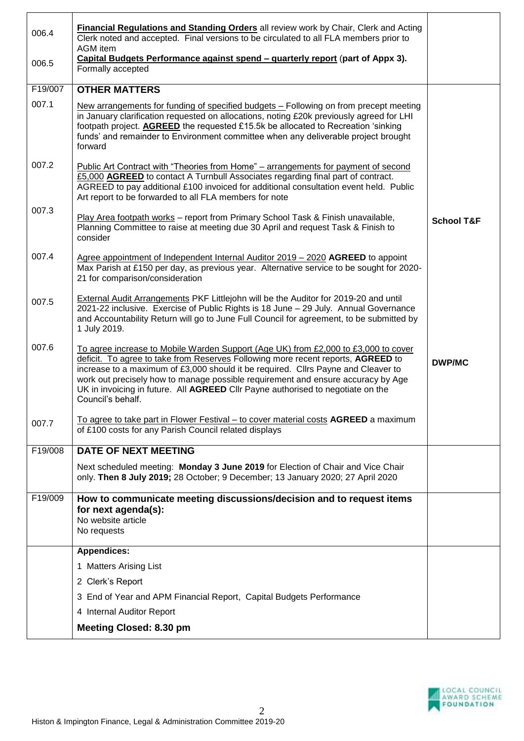| | | |
|---|---|---|
| 006.4 | **Financial Regulations and Standing Orders** all review work by Chair, Clerk and Acting Clerk noted and accepted. Final versions to be circulated to all FLA members prior to AGM item | |
| 006.5 | **Capital Budgets Performance against spend – quarterly report** (**part of Appx 3).** Formally accepted | |
| F19/007 | **OTHER MATTERS** | |
| 007.1 | New arrangements for funding of specified budgets – Following on from precept meeting in January clarification requested on allocations, noting £20k previously agreed for LHI footpath project. **AGREED** the requested £15.5k be allocated to Recreation 'sinking funds' and remainder to Environment committee when any deliverable project brought forward | |
| 007.2 | Public Art Contract with "Theories from Home" – arrangements for payment of second £5,000 **AGREED** to contact A Turnbull Associates regarding final part of contract. AGREED to pay additional £100 invoiced for additional consultation event held. Public Art report to be forwarded to all FLA members for note | |
| 007.3 | Play Area footpath works – report from Primary School Task & Finish unavailable, Planning Committee to raise at meeting due 30 April and request Task & Finish to consider | **School T&F** |
| 007.4 | Agree appointment of Independent Internal Auditor 2019 – 2020 **AGREED** to appoint Max Parish at £150 per day, as previous year. Alternative service to be sought for 2020-21 for comparison/consideration | |
| 007.5 | External Audit Arrangements PKF Littlejohn will be the Auditor for 2019-20 and until 2021-22 inclusive. Exercise of Public Rights is 18 June – 29 July. Annual Governance and Accountability Return will go to June Full Council for agreement, to be submitted by 1 July 2019. | |
| 007.6 | To agree increase to Mobile Warden Support (Age UK) from £2,000 to £3,000 to cover deficit. To agree to take from Reserves Following more recent reports, **AGREED** to increase to a maximum of £3,000 should it be required. Cllrs Payne and Cleaver to work out precisely how to manage possible requirement and ensure accuracy by Age UK in invoicing in future. All **AGREED** Cllr Payne authorised to negotiate on the Council's behalf. | **DWP/MC** |
| 007.7 | To agree to take part in Flower Festival – to cover material costs **AGREED** a maximum of £100 costs for any Parish Council related displays | |
| F19/008 | **DATE OF NEXT MEETING**<br><br>Next scheduled meeting: **Monday 3 June 2019** for Election of Chair and Vice Chair only. **Then 8 July 2019;** 28 October; 9 December; 13 January 2020; 27 April 2020 | |
| F19/009 | **How to communicate meeting discussions/decision and to request items for next agenda(s):**<br>No website article<br>No requests | |
| | **Appendices:**<br>1 Matters Arising List<br>2 Clerk's Report<br>3 End of Year and APM Financial Report, Capital Budgets Performance<br>4 Internal Auditor Report<br>**Meeting Closed: 8.30 pm** | |